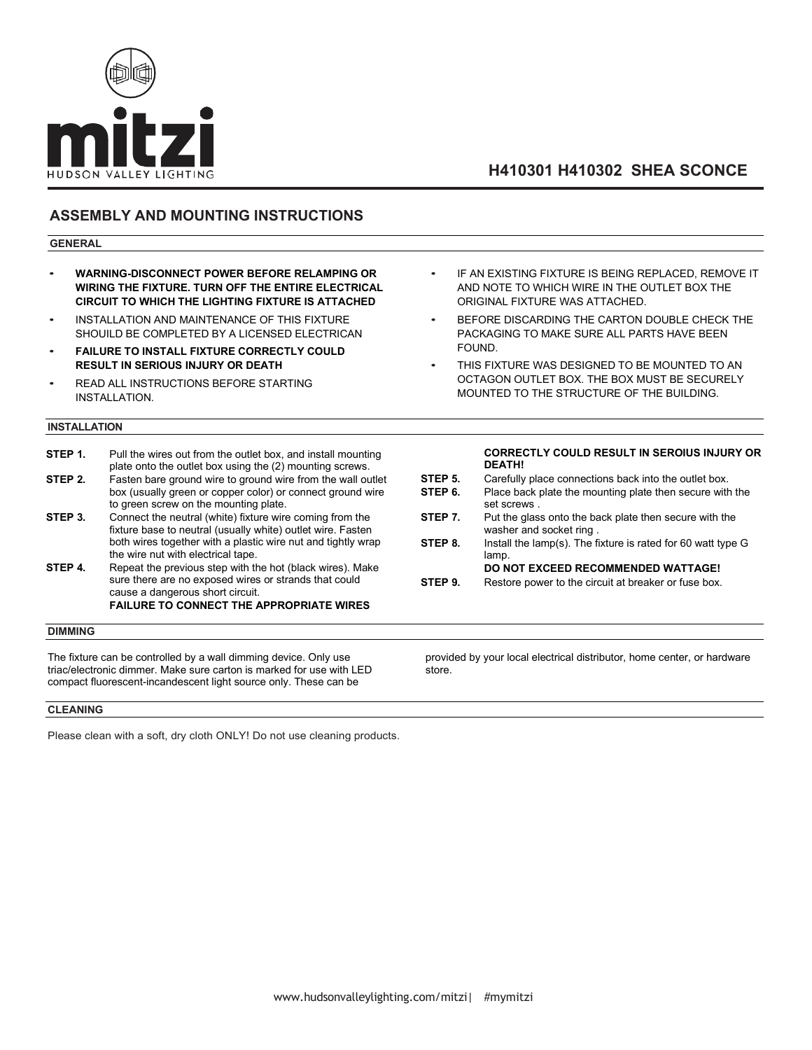mitzi
HUDSON VALLEY LIGHTING

# H410301 H410302 SHEA SCONCE

## ASSEMBLY AND MOUNTING INSTRUCTIONS

### GENERAL

- **WARNING-DISCONNECT POWER BEFORE RELAMPING OR WIRING THE FIXTURE. TURN OFF THE ENTIRE ELECTRICAL CIRCUIT TO WHICH THE LIGHTING FIXTURE IS ATTACHED**
- INSTALLATION AND MAINTENANCE OF THIS FIXTURE SHOUILD BE COMPLETED BY A LICENSED ELECTRICAN
- **FAILURE TO INSTALL FIXTURE CORRECTLY COULD RESULT IN SERIOUS INJURY OR DEATH**
- READ ALL INSTRUCTIONS BEFORE STARTING INSTALLATION.
- IF AN EXISTING FIXTURE IS BEING REPLACED, REMOVE IT AND NOTE TO WHICH WIRE IN THE OUTLET BOX THE ORIGINAL FIXTURE WAS ATTACHED.
- BEFORE DISCARDING THE CARTON DOUBLE CHECK THE PACKAGING TO MAKE SURE ALL PARTS HAVE BEEN FOUND.
- THIS FIXTURE WAS DESIGNED TO BE MOUNTED TO AN OCTAGON OUTLET BOX. THE BOX MUST BE SECURELY MOUNTED TO THE STRUCTURE OF THE BUILDING.

### INSTALLATION

**STEP 1.** Pull the wires out from the outlet box, and install mounting plate onto the outlet box using the (2) mounting screws.

**STEP 2.** Fasten bare ground wire to ground wire from the wall outlet box (usually green or copper color) or connect ground wire to green screw on the mounting plate.

**STEP 3.** Connect the neutral (white) fixture wire coming from the fixture base to neutral (usually white) outlet wire. Fasten both wires together with a plastic wire nut and tightly wrap the wire nut with electrical tape.

**STEP 4.** Repeat the previous step with the hot (black wires). Make sure there are no exposed wires or strands that could cause a dangerous short circuit.
**FAILURE TO CONNECT THE APPROPRIATE WIRES CORRECTLY COULD RESULT IN SEROIUS INJURY OR DEATH!**

**STEP 5.** Carefully place connections back into the outlet box.

**STEP 6.** Place back plate the mounting plate then secure with the set screws .

**STEP 7.** Put the glass onto the back plate then secure with the washer and socket ring .

**STEP 8.** Install the lamp(s). The fixture is rated for 60 watt type G lamp.
**DO NOT EXCEED RECOMMENDED WATTAGE!**

**STEP 9.** Restore power to the circuit at breaker or fuse box.

### DIMMING

The fixture can be controlled by a wall dimming device. Only use triac/electronic dimmer. Make sure carton is marked for use with LED compact fluorescent-incandescent light source only. These can be provided by your local electrical distributor, home center, or hardware store.

### CLEANING

Please clean with a soft, dry cloth ONLY! Do not use cleaning products.

www.hudsonvalleylighting.com/mitzi| #mymitzi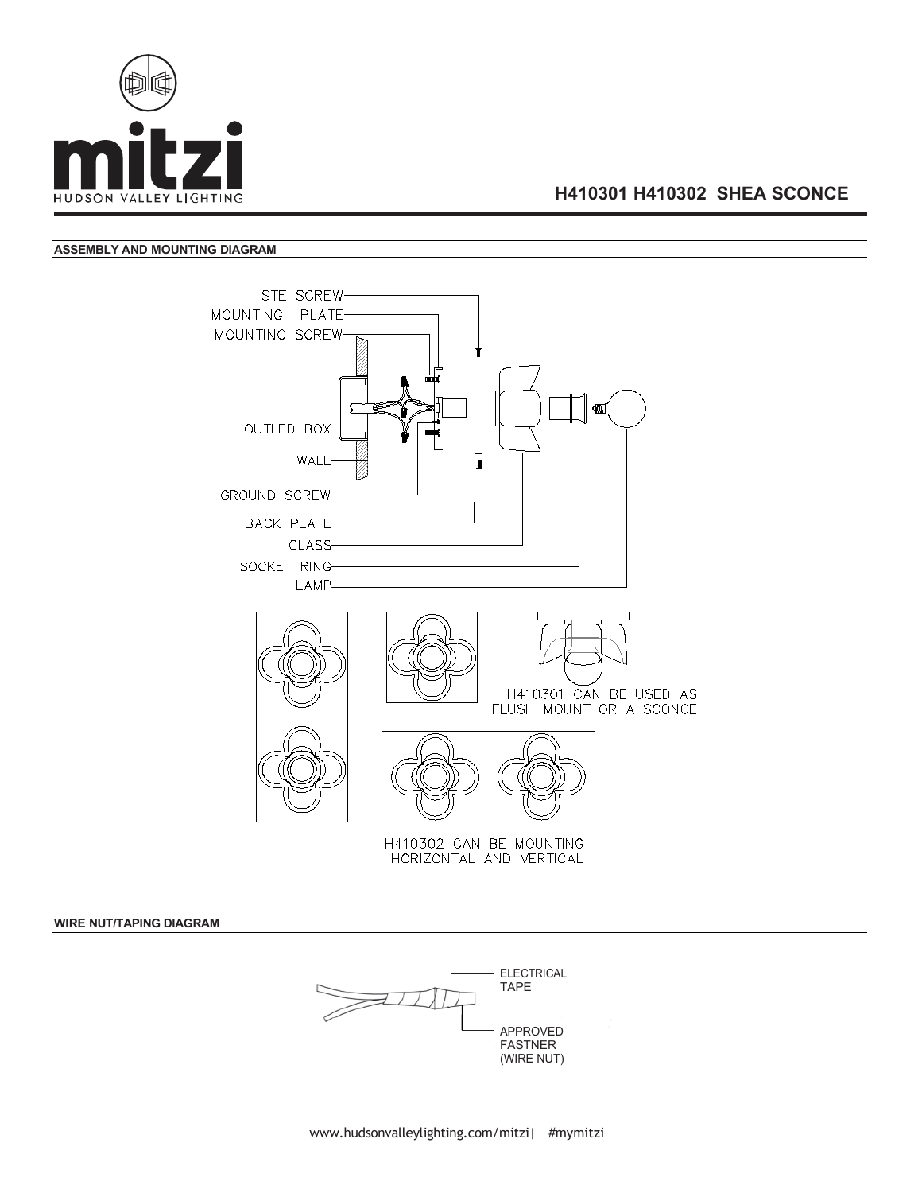# H410301 H410302 SHEA SCONCE

## ASSEMBLY AND MOUNTING DIAGRAM

STE SCREW
MOUNTING PLATE
MOUNTING SCREW
OUTLED BOX
WALL
GROUND SCREW
BACK PLATE
GLASS
SOCKET RING
LAMP

H410301 CAN BE USED AS FLUSH MOUNT OR A SCONCE

H410302 CAN BE MOUNTING HORIZONTAL AND VERTICAL

## WIRE NUT/TAPING DIAGRAM

ELECTRICAL TAPE

APPROVED FASTNER (WIRE NUT)

www.hudsonvalleylighting.com/mitzi| #mymitzi